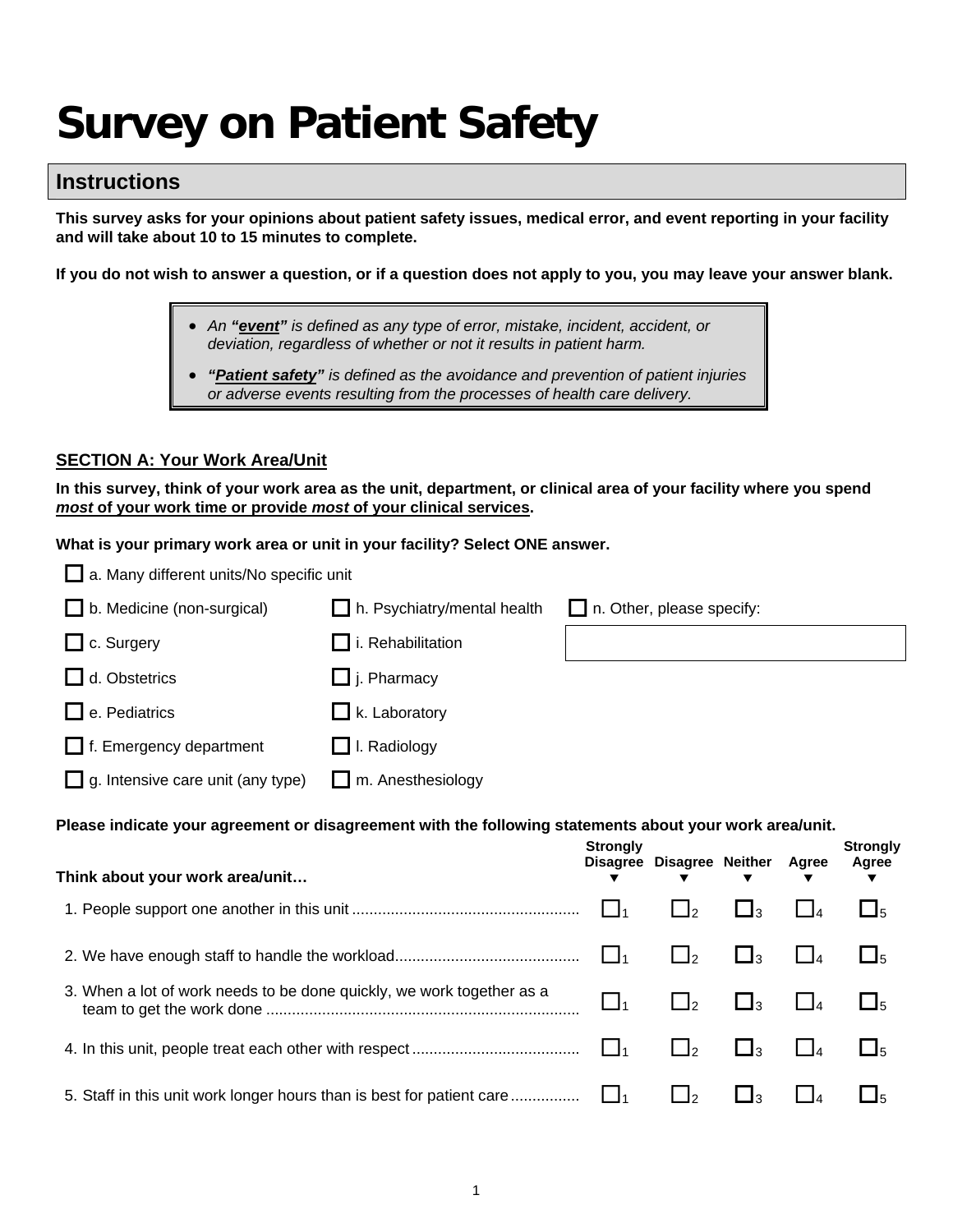# Survey on Patient Safety

## Instructions

**This survey asks for your opinions about patient safety issues, medical error, and event reporting in your facility and will take about 10 to 15 minutes to complete.**

**If you do not wish to answer a question, or if a question does not apply to you, you may leave your answer blank.**

- *An **"event"** is defined as any type of error, mistake, incident, accident, or deviation, regardless of whether or not it results in patient harm.*
- ***"Patient safety"** is defined as the avoidance and prevention of patient injuries or adverse events resulting from the processes of health care delivery.*

### SECTION A: Your Work Area/Unit

**In this survey, think of your work area as the unit, department, or clinical area of your facility where you spend *most* of your work time or provide *most* of your clinical services.**

**What is your primary work area or unit in your facility? Select ONE answer.**

- ☐ a. Many different units/No specific unit
- ☐ b. Medicine (non-surgical)
- ☐ c. Surgery
- ☐ d. Obstetrics
- ☐ e. Pediatrics
- ☐ f. Emergency department
- ☐ g. Intensive care unit (any type)
- ☐ h. Psychiatry/mental health
- ☐ i. Rehabilitation
- ☐ j. Pharmacy
- ☐ k. Laboratory
- ☐ l. Radiology
- ☐ m. Anesthesiology
- ☐ n. Other, please specify: ____________

**Please indicate your agreement or disagreement with the following statements about your work area/unit.**

| Think about your work area/unit… | Strongly Disagree | Disagree | Neither | Agree | Strongly Agree |
|---|---|---|---|---|---|
| 1. People support one another in this unit | ☐1 | ☐2 | ☐3 | ☐4 | ☐5 |
| 2. We have enough staff to handle the workload | ☐1 | ☐2 | ☐3 | ☐4 | ☐5 |
| 3. When a lot of work needs to be done quickly, we work together as a team to get the work done | ☐1 | ☐2 | ☐3 | ☐4 | ☐5 |
| 4. In this unit, people treat each other with respect | ☐1 | ☐2 | ☐3 | ☐4 | ☐5 |
| 5. Staff in this unit work longer hours than is best for patient care | ☐1 | ☐2 | ☐3 | ☐4 | ☐5 |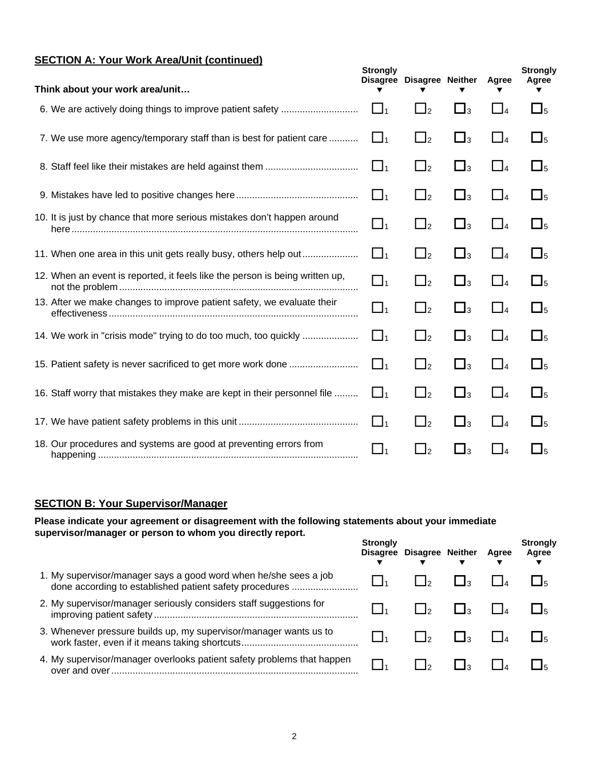## SECTION A: Your Work Area/Unit (continued)

| Think about your work area/unit… | Strongly Disagree ▼ | Disagree ▼ | Neither ▼ | Agree ▼ | Strongly Agree ▼ |
|---|---|---|---|---|---|
| 6. We are actively doing things to improve patient safety | ☐1 | ☐2 | ☐3 | ☐4 | ☐5 |
| 7. We use more agency/temporary staff than is best for patient care | ☐1 | ☐2 | ☐3 | ☐4 | ☐5 |
| 8. Staff feel like their mistakes are held against them | ☐1 | ☐2 | ☐3 | ☐4 | ☐5 |
| 9. Mistakes have led to positive changes here | ☐1 | ☐2 | ☐3 | ☐4 | ☐5 |
| 10. It is just by chance that more serious mistakes don't happen around here | ☐1 | ☐2 | ☐3 | ☐4 | ☐5 |
| 11. When one area in this unit gets really busy, others help out | ☐1 | ☐2 | ☐3 | ☐4 | ☐5 |
| 12. When an event is reported, it feels like the person is being written up, not the problem | ☐1 | ☐2 | ☐3 | ☐4 | ☐5 |
| 13. After we make changes to improve patient safety, we evaluate their effectiveness | ☐1 | ☐2 | ☐3 | ☐4 | ☐5 |
| 14. We work in "crisis mode" trying to do too much, too quickly | ☐1 | ☐2 | ☐3 | ☐4 | ☐5 |
| 15. Patient safety is never sacrificed to get more work done | ☐1 | ☐2 | ☐3 | ☐4 | ☐5 |
| 16. Staff worry that mistakes they make are kept in their personnel file | ☐1 | ☐2 | ☐3 | ☐4 | ☐5 |
| 17. We have patient safety problems in this unit | ☐1 | ☐2 | ☐3 | ☐4 | ☐5 |
| 18. Our procedures and systems are good at preventing errors from happening | ☐1 | ☐2 | ☐3 | ☐4 | ☐5 |

## SECTION B: Your Supervisor/Manager

**Please indicate your agreement or disagreement with the following statements about your immediate supervisor/manager or person to whom you directly report.**

| | Strongly Disagree ▼ | Disagree ▼ | Neither ▼ | Agree ▼ | Strongly Agree ▼ |
|---|---|---|---|---|---|
| 1. My supervisor/manager says a good word when he/she sees a job done according to established patient safety procedures | ☐1 | ☐2 | ☐3 | ☐4 | ☐5 |
| 2. My supervisor/manager seriously considers staff suggestions for improving patient safety | ☐1 | ☐2 | ☐3 | ☐4 | ☐5 |
| 3. Whenever pressure builds up, my supervisor/manager wants us to work faster, even if it means taking shortcuts | ☐1 | ☐2 | ☐3 | ☐4 | ☐5 |
| 4. My supervisor/manager overlooks patient safety problems that happen over and over | ☐1 | ☐2 | ☐3 | ☐4 | ☐5 |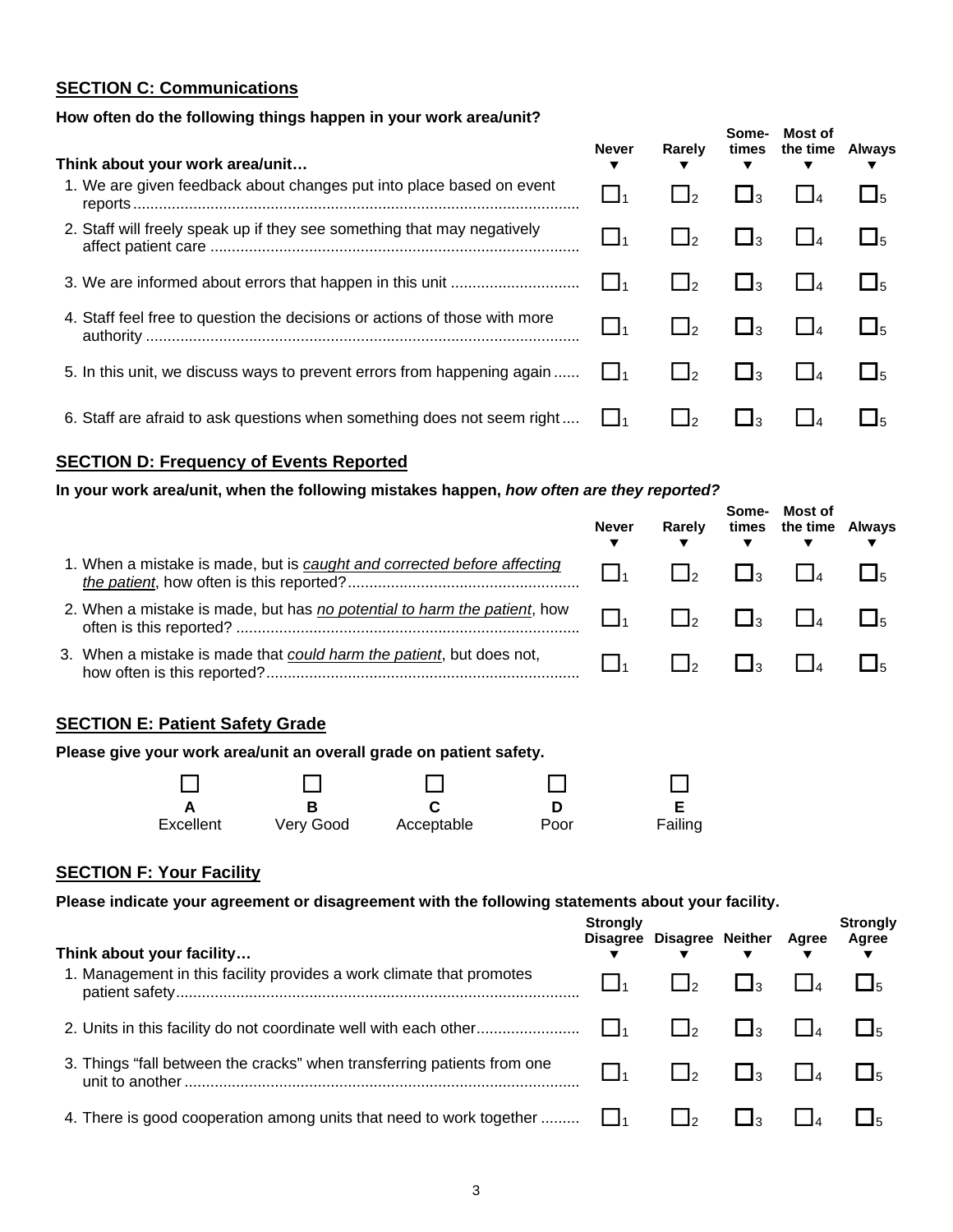## SECTION C: Communications

**How often do the following things happen in your work area/unit?**

| Think about your work area/unit… | Never ▼ | Rarely ▼ | Some-times ▼ | Most of the time ▼ | Always ▼ |
|---|---|---|---|---|---|
| 1. We are given feedback about changes put into place based on event reports | ☐1 | ☐2 | ☐3 | ☐4 | ☐5 |
| 2. Staff will freely speak up if they see something that may negatively affect patient care | ☐1 | ☐2 | ☐3 | ☐4 | ☐5 |
| 3. We are informed about errors that happen in this unit | ☐1 | ☐2 | ☐3 | ☐4 | ☐5 |
| 4. Staff feel free to question the decisions or actions of those with more authority | ☐1 | ☐2 | ☐3 | ☐4 | ☐5 |
| 5. In this unit, we discuss ways to prevent errors from happening again | ☐1 | ☐2 | ☐3 | ☐4 | ☐5 |
| 6. Staff are afraid to ask questions when something does not seem right | ☐1 | ☐2 | ☐3 | ☐4 | ☐5 |

## SECTION D: Frequency of Events Reported

**In your work area/unit, when the following mistakes happen, *how often are they reported?***

| | Never ▼ | Rarely ▼ | Some-times ▼ | Most of the time ▼ | Always ▼ |
|---|---|---|---|---|---|
| 1. When a mistake is made, but is *caught and corrected before affecting the patient*, how often is this reported? | ☐1 | ☐2 | ☐3 | ☐4 | ☐5 |
| 2. When a mistake is made, but has *no potential to harm the patient*, how often is this reported? | ☐1 | ☐2 | ☐3 | ☐4 | ☐5 |
| 3. When a mistake is made that *could harm the patient*, but does not, how often is this reported? | ☐1 | ☐2 | ☐3 | ☐4 | ☐5 |

## SECTION E: Patient Safety Grade

**Please give your work area/unit an overall grade on patient safety.**

| ☐ | ☐ | ☐ | ☐ | ☐ |
|---|---|---|---|---|
| **A** Excellent | **B** Very Good | **C** Acceptable | **D** Poor | **E** Failing |

## SECTION F: Your Facility

**Please indicate your agreement or disagreement with the following statements about your facility.**

| Think about your facility… | Strongly Disagree ▼ | Disagree ▼ | Neither ▼ | Agree ▼ | Strongly Agree ▼ |
|---|---|---|---|---|---|
| 1. Management in this facility provides a work climate that promotes patient safety | ☐1 | ☐2 | ☐3 | ☐4 | ☐5 |
| 2. Units in this facility do not coordinate well with each other | ☐1 | ☐2 | ☐3 | ☐4 | ☐5 |
| 3. Things "fall between the cracks" when transferring patients from one unit to another | ☐1 | ☐2 | ☐3 | ☐4 | ☐5 |
| 4. There is good cooperation among units that need to work together | ☐1 | ☐2 | ☐3 | ☐4 | ☐5 |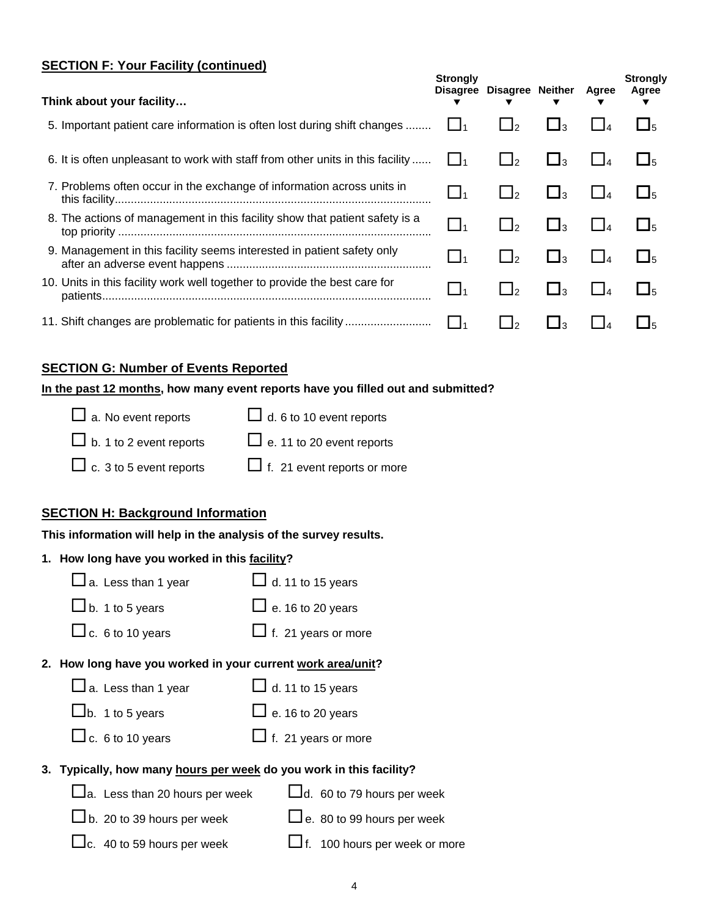## SECTION F: Your Facility (continued)

| Think about your facility… | Strongly Disagree ▼ | Disagree ▼ | Neither ▼ | Agree ▼ | Strongly Agree ▼ |
|---|---|---|---|---|---|
| 5. Important patient care information is often lost during shift changes | ☐1 | ☐2 | ☐3 | ☐4 | ☐5 |
| 6. It is often unpleasant to work with staff from other units in this facility | ☐1 | ☐2 | ☐3 | ☐4 | ☐5 |
| 7. Problems often occur in the exchange of information across units in this facility | ☐1 | ☐2 | ☐3 | ☐4 | ☐5 |
| 8. The actions of management in this facility show that patient safety is a top priority | ☐1 | ☐2 | ☐3 | ☐4 | ☐5 |
| 9. Management in this facility seems interested in patient safety only after an adverse event happens | ☐1 | ☐2 | ☐3 | ☐4 | ☐5 |
| 10. Units in this facility work well together to provide the best care for patients | ☐1 | ☐2 | ☐3 | ☐4 | ☐5 |
| 11. Shift changes are problematic for patients in this facility | ☐1 | ☐2 | ☐3 | ☐4 | ☐5 |

## SECTION G: Number of Events Reported

**In the past 12 months, how many event reports have you filled out and submitted?**

- ☐ a. No event reports
- ☐ b. 1 to 2 event reports
- ☐ c. 3 to 5 event reports
- ☐ d. 6 to 10 event reports
- ☐ e. 11 to 20 event reports
- ☐ f. 21 event reports or more

## SECTION H: Background Information

**This information will help in the analysis of the survey results.**

**1. How long have you worked in this facility?**

- ☐ a. Less than 1 year
- ☐ b. 1 to 5 years
- ☐ c. 6 to 10 years
- ☐ d. 11 to 15 years
- ☐ e. 16 to 20 years
- ☐ f. 21 years or more

**2. How long have you worked in your current work area/unit?**

- ☐ a. Less than 1 year
- ☐ b. 1 to 5 years
- ☐ c. 6 to 10 years
- ☐ d. 11 to 15 years
- ☐ e. 16 to 20 years
- ☐ f. 21 years or more

**3. Typically, how many hours per week do you work in this facility?**

- ☐ a. Less than 20 hours per week
- ☐ b. 20 to 39 hours per week
- ☐ c. 40 to 59 hours per week
- ☐ d. 60 to 79 hours per week
- ☐ e. 80 to 99 hours per week
- ☐ f. 100 hours per week or more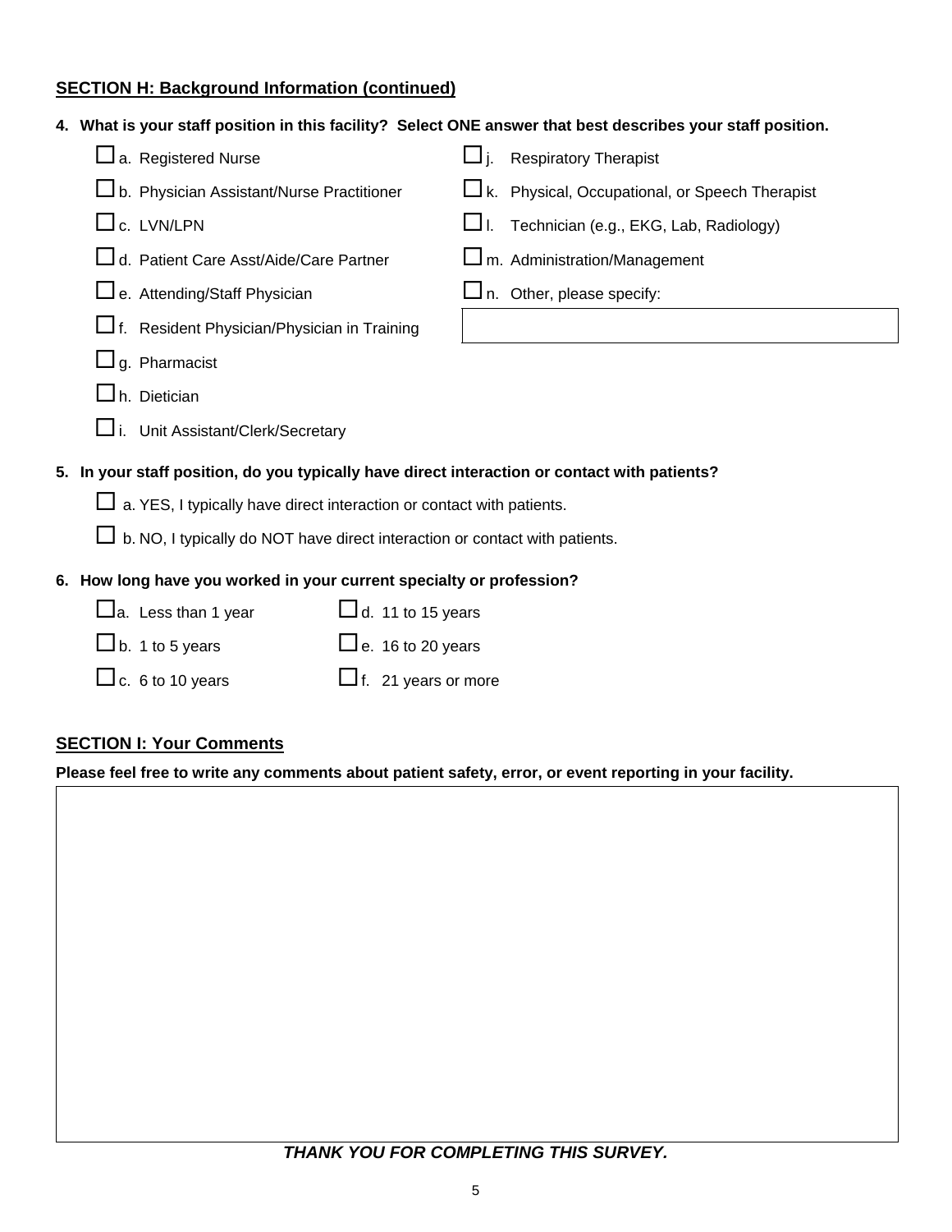## SECTION H: Background Information (continued)

**4. What is your staff position in this facility? Select ONE answer that best describes your staff position.**

- ☐ a. Registered Nurse
- ☐ b. Physician Assistant/Nurse Practitioner
- ☐ c. LVN/LPN
- ☐ d. Patient Care Asst/Aide/Care Partner
- ☐ e. Attending/Staff Physician
- ☐ f. Resident Physician/Physician in Training
- ☐ g. Pharmacist
- ☐ h. Dietician
- ☐ i. Unit Assistant/Clerk/Secretary
- ☐ j. Respiratory Therapist
- ☐ k. Physical, Occupational, or Speech Therapist
- ☐ l. Technician (e.g., EKG, Lab, Radiology)
- ☐ m. Administration/Management
- ☐ n. Other, please specify:

**5. In your staff position, do you typically have direct interaction or contact with patients?**

- ☐ a. YES, I typically have direct interaction or contact with patients.
- ☐ b. NO, I typically do NOT have direct interaction or contact with patients.

**6. How long have you worked in your current specialty or profession?**

- ☐ a. Less than 1 year
- ☐ b. 1 to 5 years
- ☐ c. 6 to 10 years
- ☐ d. 11 to 15 years
- ☐ e. 16 to 20 years
- ☐ f. 21 years or more

## SECTION I: Your Comments

**Please feel free to write any comments about patient safety, error, or event reporting in your facility.**

***THANK YOU FOR COMPLETING THIS SURVEY.***